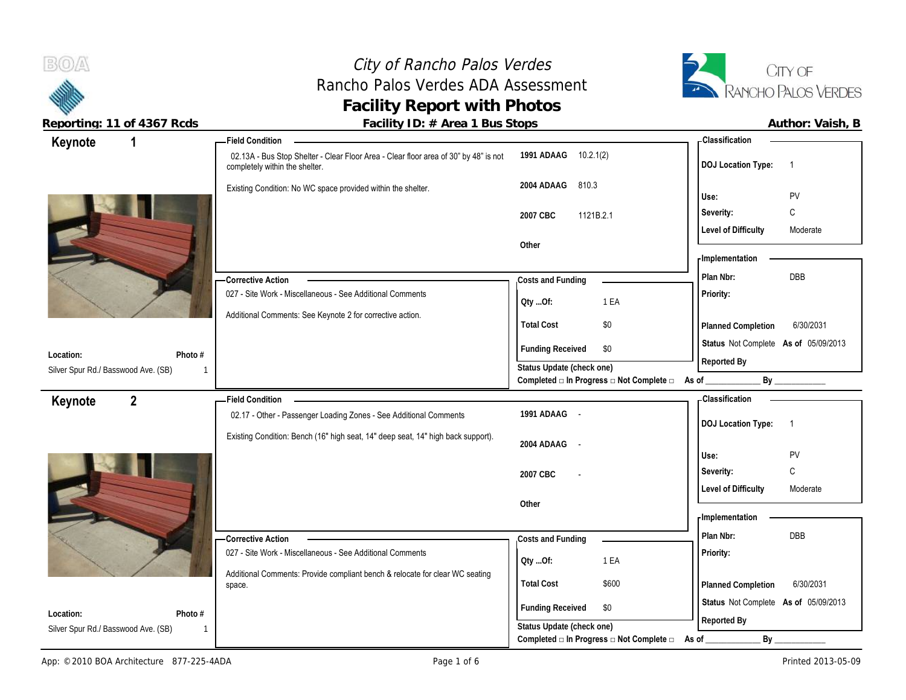# City of Rancho Palos Verdes

## Rancho Palos Verdes ADA Assessment

## Facility Report with Photos

**Reporting: 11 of 4367 Rcds**

**Facility ID: # Area 1 Bus Stops**

**Author: Vaish, B**

---

### Keynote 1

**Location:** Silver Spur Rd./ Basswood Ave. (SB)

**Photo #** 1

**Field Condition**

02.13A - Bus Stop Shelter - Clear Floor Area - Clear floor area of 30" by 48" is not completely within the shelter.

Existing Condition: No WC space provided within the shelter.

| | |
|---|---|
| **1991 ADAAG** | 10.2.1(2) |
| **2004 ADAAG** | 810.3 |
| **2007 CBC** | 1121B.2.1 |
| **Other** | |

**Classification**

| | |
|---|---|
| **DOJ Location Type:** | 1 |
| **Use:** | PV |
| **Severity:** | C |
| **Level of Difficulty** | Moderate |

**Corrective Action**

027 - Site Work - Miscellaneous - See Additional Comments

Additional Comments: See Keynote 2 for corrective action.

**Costs and Funding**

| | |
|---|---|
| **Qty ...Of:** | 1 EA |
| **Total Cost** | $0 |
| **Funding Received** | $0 |

**Status Update (check one)**

Completed □ In Progress □ Not Complete □ As of ____________ By ____________

**Implementation**

| | |
|---|---|
| **Plan Nbr:** | DBB |
| **Priority:** | |
| **Planned Completion** | 6/30/2031 |
| **Status** | Not Complete **As of** 05/09/2013 |
| **Reported By** | |

---

### Keynote 2

**Location:** Silver Spur Rd./ Basswood Ave. (SB)

**Photo #** 1

**Field Condition**

02.17 - Other - Passenger Loading Zones - See Additional Comments

Existing Condition: Bench (16" high seat, 14" deep seat, 14" high back support).

| | |
|---|---|
| **1991 ADAAG** | - |
| **2004 ADAAG** | - |
| **2007 CBC** | - |
| **Other** | |

**Classification**

| | |
|---|---|
| **DOJ Location Type:** | 1 |
| **Use:** | PV |
| **Severity:** | C |
| **Level of Difficulty** | Moderate |

**Corrective Action**

027 - Site Work - Miscellaneous - See Additional Comments

Additional Comments: Provide compliant bench & relocate for clear WC seating space.

**Costs and Funding**

| | |
|---|---|
| **Qty ...Of:** | 1 EA |
| **Total Cost** | $600 |
| **Funding Received** | $0 |

**Status Update (check one)**

Completed □ In Progress □ Not Complete □ As of ____________ By ____________

**Implementation**

| | |
|---|---|
| **Plan Nbr:** | DBB |
| **Priority:** | |
| **Planned Completion** | 6/30/2031 |
| **Status** | Not Complete **As of** 05/09/2013 |
| **Reported By** | |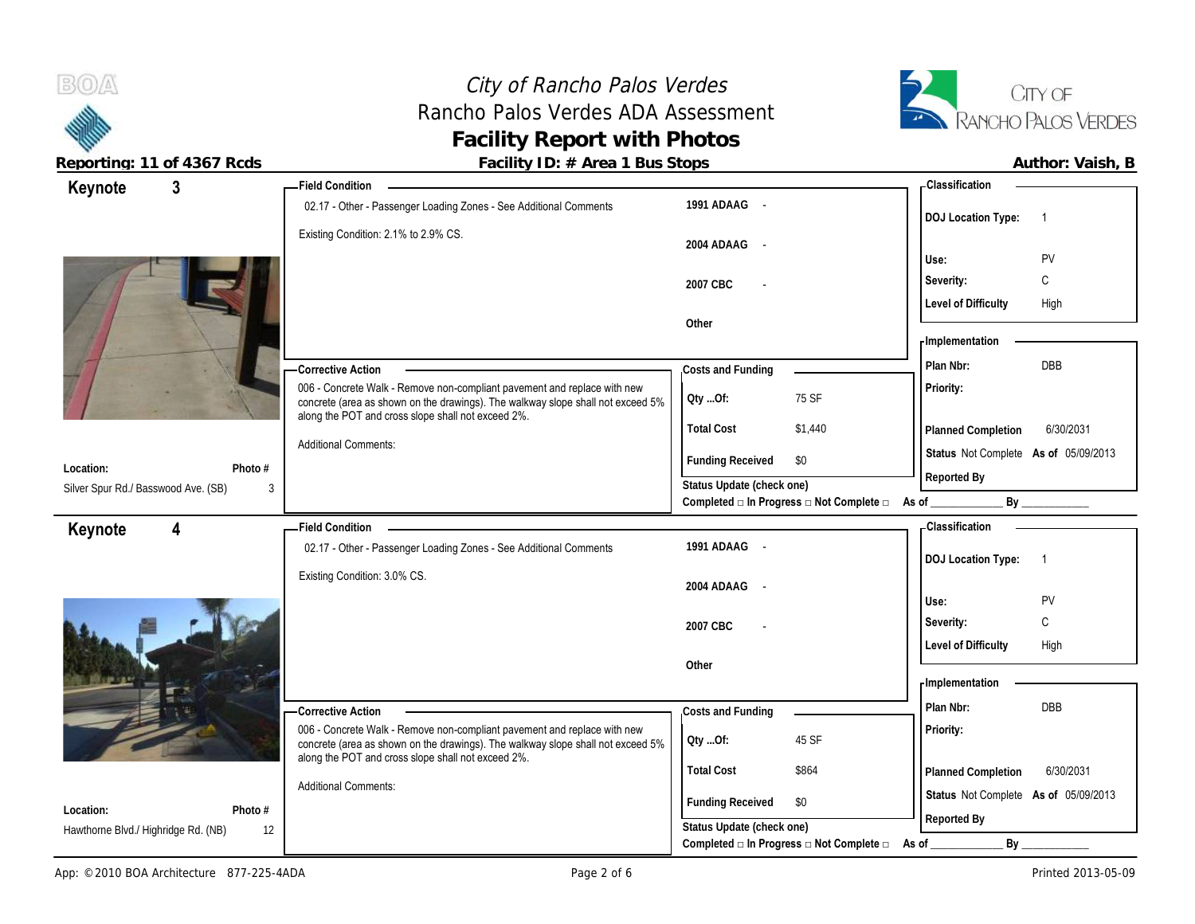# City of Rancho Palos Verdes
## Rancho Palos Verdes ADA Assessment
## Facility Report with Photos

**Reporting: 11 of 4367 Rcds** | **Facility ID: # Area 1 Bus Stops** | **Author: Vaish, B**

---

### Keynote 3

**Location:** Silver Spur Rd./ Basswood Ave. (SB)
**Photo #:** 3

**Field Condition**

02.17 - Other - Passenger Loading Zones - See Additional Comments

Existing Condition: 2.1% to 2.9% CS.

| | |
|---|---|
| 1991 ADAAG | - |
| 2004 ADAAG | - |
| 2007 CBC | - |
| Other | |

**Corrective Action**

006 - Concrete Walk - Remove non-compliant pavement and replace with new concrete (area as shown on the drawings). The walkway slope shall not exceed 5% along the POT and cross slope shall not exceed 2%.

Additional Comments:

**Costs and Funding**

| | |
|---|---|
| Qty ...Of: | 75 SF |
| Total Cost | $1,440 |
| Funding Received | $0 |

Status Update (check one)
Completed □ In Progress □ Not Complete □ As of ____________ By ____________

**Classification**

| | |
|---|---|
| DOJ Location Type: | 1 |
| Use: | PV |
| Severity: | C |
| Level of Difficulty | High |

**Implementation**

| | |
|---|---|
| Plan Nbr: | DBB |
| Priority: | |
| Planned Completion | 6/30/2031 |
| Status | Not Complete As of 05/09/2013 |
| Reported By | |

---

### Keynote 4

**Location:** Hawthorne Blvd./ Highridge Rd. (NB)
**Photo #:** 12

**Field Condition**

02.17 - Other - Passenger Loading Zones - See Additional Comments

Existing Condition: 3.0% CS.

| | |
|---|---|
| 1991 ADAAG | - |
| 2004 ADAAG | - |
| 2007 CBC | - |
| Other | |

**Corrective Action**

006 - Concrete Walk - Remove non-compliant pavement and replace with new concrete (area as shown on the drawings). The walkway slope shall not exceed 5% along the POT and cross slope shall not exceed 2%.

Additional Comments:

**Costs and Funding**

| | |
|---|---|
| Qty ...Of: | 45 SF |
| Total Cost | $864 |
| Funding Received | $0 |

Status Update (check one)
Completed □ In Progress □ Not Complete □ As of ____________ By ____________

**Classification**

| | |
|---|---|
| DOJ Location Type: | 1 |
| Use: | PV |
| Severity: | C |
| Level of Difficulty | High |

**Implementation**

| | |
|---|---|
| Plan Nbr: | DBB |
| Priority: | |
| Planned Completion | 6/30/2031 |
| Status | Not Complete As of 05/09/2013 |
| Reported By | |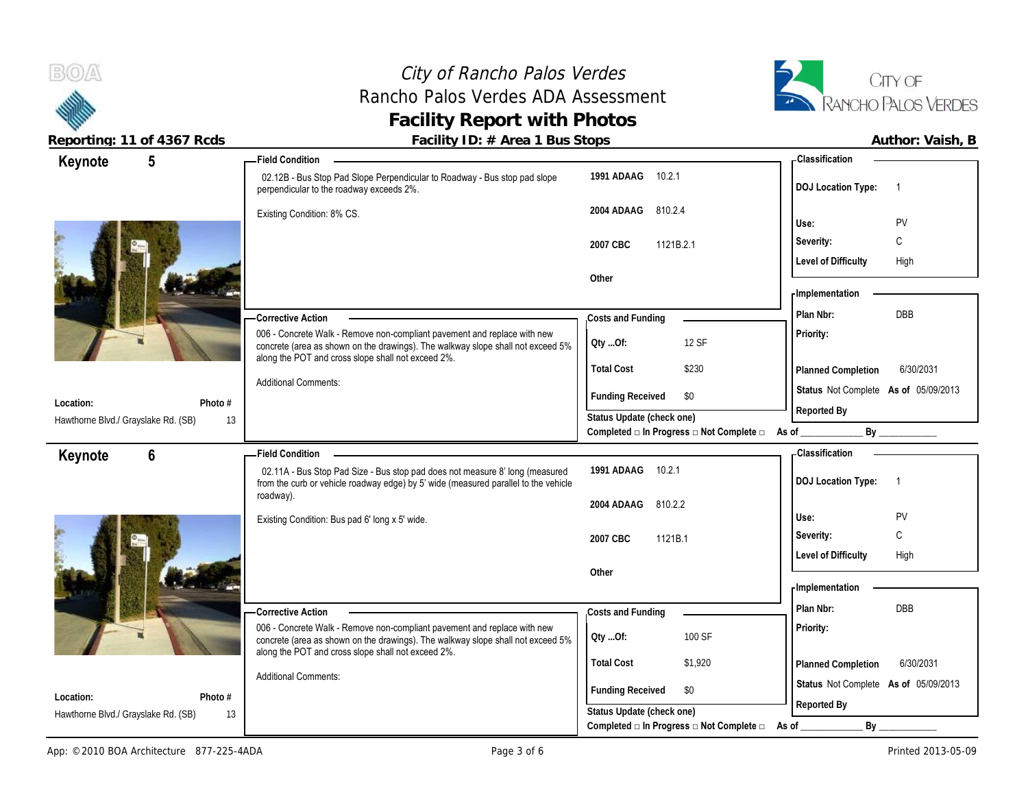# City of Rancho Palos Verdes
## Rancho Palos Verdes ADA Assessment
## Facility Report with Photos

**Reporting: 11 of 4367 Rcds** — **Facility ID: # Area 1 Bus Stops** — **Author: Vaish, B**

---

### Keynote 5

**Field Condition**

02.12B - Bus Stop Pad Slope Perpendicular to Roadway - Bus stop pad slope perpendicular to the roadway exceeds 2%.

Existing Condition: 8% CS.

| Code | Section |
|---|---|
| 1991 ADAAG | 10.2.1 |
| 2004 ADAAG | 810.2.4 |
| 2007 CBC | 1121B.2.1 |
| Other | |

**Classification**

| | |
|---|---|
| DOJ Location Type: | 1 |
| Use: | PV |
| Severity: | C |
| Level of Difficulty | High |

**Corrective Action**

006 - Concrete Walk - Remove non-compliant pavement and replace with new concrete (area as shown on the drawings). The walkway slope shall not exceed 5% along the POT and cross slope shall not exceed 2%.

Additional Comments:

**Costs and Funding**

| | |
|---|---|
| Qty ...Of: | 12 SF |
| Total Cost | $230 |
| Funding Received | $0 |

**Implementation**

| | |
|---|---|
| Plan Nbr: | DBB |
| Priority: | |
| Planned Completion | 6/30/2031 |
| Status | Not Complete As of 05/09/2013 |
| Reported By | |

**Location:** Hawthorne Blvd./ Grayslake Rd. (SB) — **Photo #** 13

Status Update (check one)
Completed □ In Progress □ Not Complete □ As of ____________ By ____________

---

### Keynote 6

**Field Condition**

02.11A - Bus Stop Pad Size - Bus stop pad does not measure 8' long (measured from the curb or vehicle roadway edge) by 5' wide (measured parallel to the vehicle roadway).

Existing Condition: Bus pad 6' long x 5' wide.

| Code | Section |
|---|---|
| 1991 ADAAG | 10.2.1 |
| 2004 ADAAG | 810.2.2 |
| 2007 CBC | 1121B.1 |
| Other | |

**Classification**

| | |
|---|---|
| DOJ Location Type: | 1 |
| Use: | PV |
| Severity: | C |
| Level of Difficulty | High |

**Corrective Action**

006 - Concrete Walk - Remove non-compliant pavement and replace with new concrete (area as shown on the drawings). The walkway slope shall not exceed 5% along the POT and cross slope shall not exceed 2%.

Additional Comments:

**Costs and Funding**

| | |
|---|---|
| Qty ...Of: | 100 SF |
| Total Cost | $1,920 |
| Funding Received | $0 |

**Implementation**

| | |
|---|---|
| Plan Nbr: | DBB |
| Priority: | |
| Planned Completion | 6/30/2031 |
| Status | Not Complete As of 05/09/2013 |
| Reported By | |

**Location:** Hawthorne Blvd./ Grayslake Rd. (SB) — **Photo #** 13

Status Update (check one)
Completed □ In Progress □ Not Complete □ As of ____________ By ____________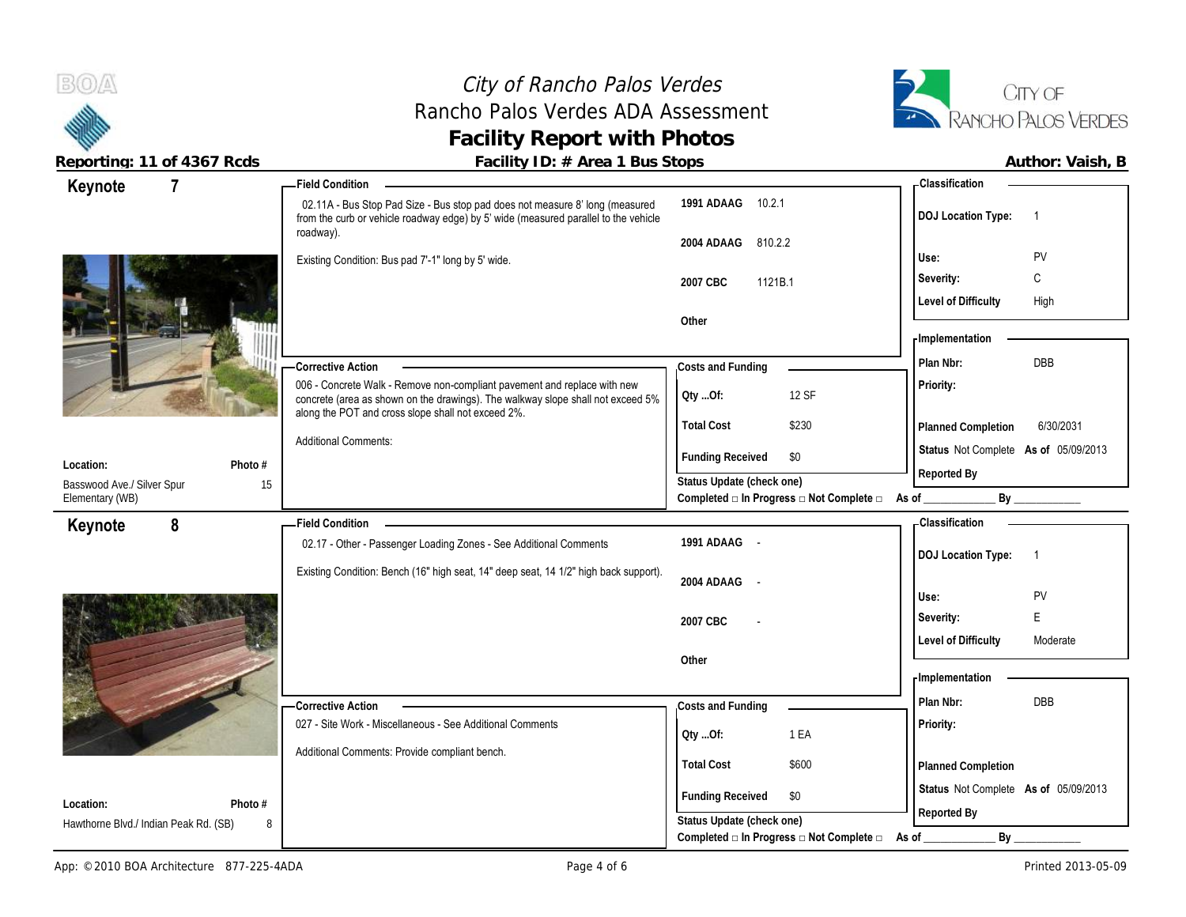# City of Rancho Palos Verdes
## Rancho Palos Verdes ADA Assessment
## Facility Report with Photos

**Reporting: 11 of 4367 Rcds** | **Facility ID: # Area 1 Bus Stops** | **Author: Vaish, B**

---

### Keynote 7

**Location:** Basswood Ave./ Silver Spur Elementary (WB)
**Photo #:** 15

**Field Condition**

02.11A - Bus Stop Pad Size - Bus stop pad does not measure 8' long (measured from the curb or vehicle roadway edge) by 5' wide (measured parallel to the vehicle roadway).

Existing Condition: Bus pad 7'-1" long by 5' wide.

| Code | Section |
|---|---|
| 1991 ADAAG | 10.2.1 |
| 2004 ADAAG | 810.2.2 |
| 2007 CBC | 1121B.1 |
| Other | |

**Corrective Action**

006 - Concrete Walk - Remove non-compliant pavement and replace with new concrete (area as shown on the drawings). The walkway slope shall not exceed 5% along the POT and cross slope shall not exceed 2%.

Additional Comments:

**Costs and Funding**

| | |
|---|---|
| Qty ...Of: | 12 SF |
| Total Cost | $230 |
| Funding Received | $0 |

Status Update (check one)
Completed □ In Progress □ Not Complete □ As of ____________ By ____________

**Classification**

| | |
|---|---|
| DOJ Location Type: | 1 |
| Use: | PV |
| Severity: | C |
| Level of Difficulty | High |

**Implementation**

| | |
|---|---|
| Plan Nbr: | DBB |
| Priority: | |
| Planned Completion | 6/30/2031 |
| Status | Not Complete As of 05/09/2013 |
| Reported By | |

---

### Keynote 8

**Location:** Hawthorne Blvd./ Indian Peak Rd. (SB)
**Photo #:** 8

**Field Condition**

02.17 - Other - Passenger Loading Zones - See Additional Comments

Existing Condition: Bench (16" high seat, 14" deep seat, 14 1/2" high back support).

| Code | Section |
|---|---|
| 1991 ADAAG | - |
| 2004 ADAAG | - |
| 2007 CBC | - |
| Other | |

**Corrective Action**

027 - Site Work - Miscellaneous - See Additional Comments

Additional Comments: Provide compliant bench.

**Costs and Funding**

| | |
|---|---|
| Qty ...Of: | 1 EA |
| Total Cost | $600 |
| Funding Received | $0 |

Status Update (check one)
Completed □ In Progress □ Not Complete □ As of ____________ By ____________

**Classification**

| | |
|---|---|
| DOJ Location Type: | 1 |
| Use: | PV |
| Severity: | E |
| Level of Difficulty | Moderate |

**Implementation**

| | |
|---|---|
| Plan Nbr: | DBB |
| Priority: | |
| Planned Completion | |
| Status | Not Complete As of 05/09/2013 |
| Reported By | |

App: © 2010 BOA Architecture 877-225-4ADA | Printed 2013-05-09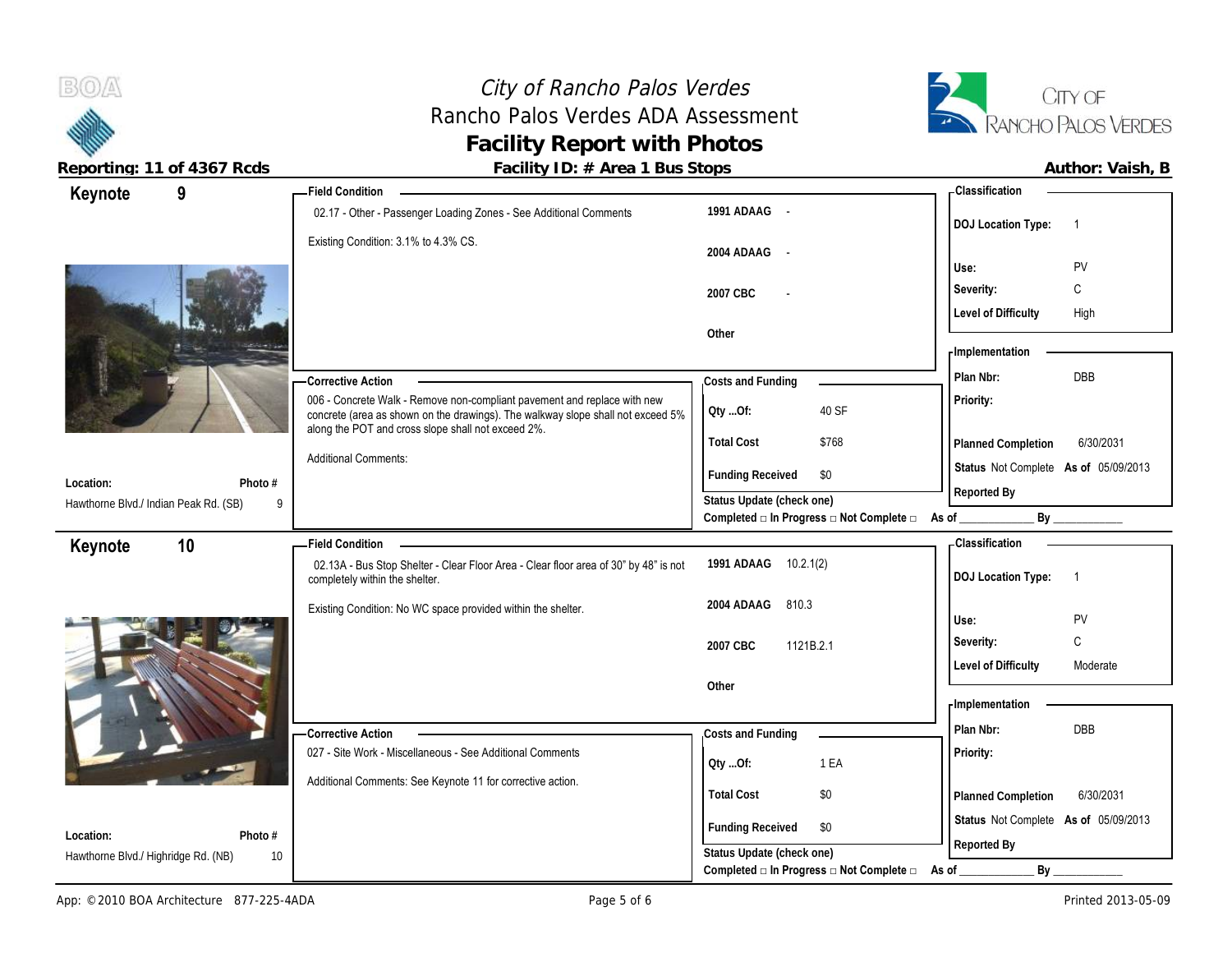# City of Rancho Palos Verdes
## Rancho Palos Verdes ADA Assessment
## Facility Report with Photos

**Reporting: 11 of 4367 Rcds** | **Facility ID: # Area 1 Bus Stops** | **Author: Vaish, B**

---

### Keynote 9

**Field Condition**

02.17 - Other - Passenger Loading Zones - See Additional Comments

Existing Condition: 3.1% to 4.3% CS.

| Code | Reference |
|---|---|
| 1991 ADAAG | - |
| 2004 ADAAG | - |
| 2007 CBC | - |
| Other | |

**Classification**

| | |
|---|---|
| DOJ Location Type: | 1 |
| Use: | PV |
| Severity: | C |
| Level of Difficulty | High |

**Corrective Action**

006 - Concrete Walk - Remove non-compliant pavement and replace with new concrete (area as shown on the drawings). The walkway slope shall not exceed 5% along the POT and cross slope shall not exceed 2%.

Additional Comments:

**Costs and Funding**

| | |
|---|---|
| Qty ...Of: | 40 SF |
| Total Cost | $768 |
| Funding Received | $0 |

Status Update (check one)
Completed □ In Progress □ Not Complete □ As of ____________ By ____________

**Implementation**

| | |
|---|---|
| Plan Nbr: | DBB |
| Priority: | |
| Planned Completion | 6/30/2031 |
| Status | Not Complete As of 05/09/2013 |
| Reported By | |

**Location:** Hawthorne Blvd./ Indian Peak Rd. (SB) | **Photo #** 9

---

### Keynote 10

**Field Condition**

02.13A - Bus Stop Shelter - Clear Floor Area - Clear floor area of 30" by 48" is not completely within the shelter.

Existing Condition: No WC space provided within the shelter.

| Code | Reference |
|---|---|
| 1991 ADAAG | 10.2.1(2) |
| 2004 ADAAG | 810.3 |
| 2007 CBC | 1121B.2.1 |
| Other | |

**Classification**

| | |
|---|---|
| DOJ Location Type: | 1 |
| Use: | PV |
| Severity: | C |
| Level of Difficulty | Moderate |

**Corrective Action**

027 - Site Work - Miscellaneous - See Additional Comments

Additional Comments: See Keynote 11 for corrective action.

**Costs and Funding**

| | |
|---|---|
| Qty ...Of: | 1 EA |
| Total Cost | $0 |
| Funding Received | $0 |

Status Update (check one)
Completed □ In Progress □ Not Complete □ As of ____________ By ____________

**Implementation**

| | |
|---|---|
| Plan Nbr: | DBB |
| Priority: | |
| Planned Completion | 6/30/2031 |
| Status | Not Complete As of 05/09/2013 |
| Reported By | |

**Location:** Hawthorne Blvd./ Highridge Rd. (NB) | **Photo #** 10

---

App: © 2010 BOA Architecture 877-225-4ADA | Printed 2013-05-09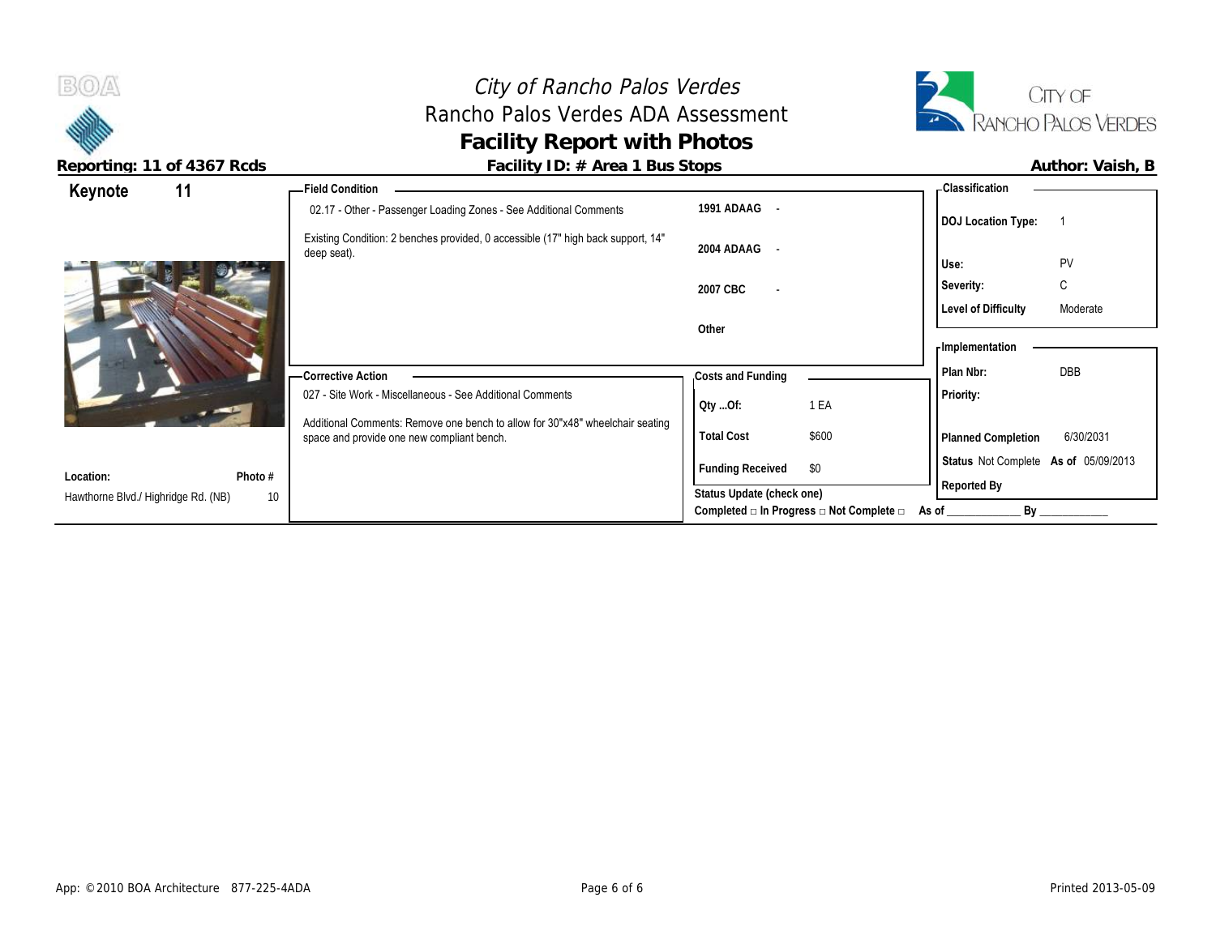# City of Rancho Palos Verdes
## Rancho Palos Verdes ADA Assessment
## Facility Report with Photos

**Reporting: 11 of 4367 Rcds** | **Facility ID: # Area 1 Bus Stops** | **Author: Vaish, B**

**Keynote** 11

**Location:** Hawthorne Blvd./ Highridge Rd. (NB)

**Photo #** 10

**Field Condition**

02.17 - Other - Passenger Loading Zones - See Additional Comments

Existing Condition: 2 benches provided, 0 accessible (17" high back support, 14" deep seat).

| | |
|---|---|
| 1991 ADAAG | - |
| 2004 ADAAG | - |
| 2007 CBC | - |
| Other | |

**Classification**

| | |
|---|---|
| DOJ Location Type: | 1 |
| Use: | PV |
| Severity: | C |
| Level of Difficulty | Moderate |

**Corrective Action**

027 - Site Work - Miscellaneous - See Additional Comments

Additional Comments: Remove one bench to allow for 30"x48" wheelchair seating space and provide one new compliant bench.

**Costs and Funding**

| | |
|---|---|
| Qty ...Of: | 1 EA |
| Total Cost | $600 |
| Funding Received | $0 |

**Implementation**

| | |
|---|---|
| Plan Nbr: | DBB |
| Priority: | |
| Planned Completion | 6/30/2031 |
| Status | Not Complete **As of** 05/09/2013 |
| Reported By | |

**Status Update (check one)**

**Completed □ In Progress □ Not Complete □ As of** ____________ **By** ____________